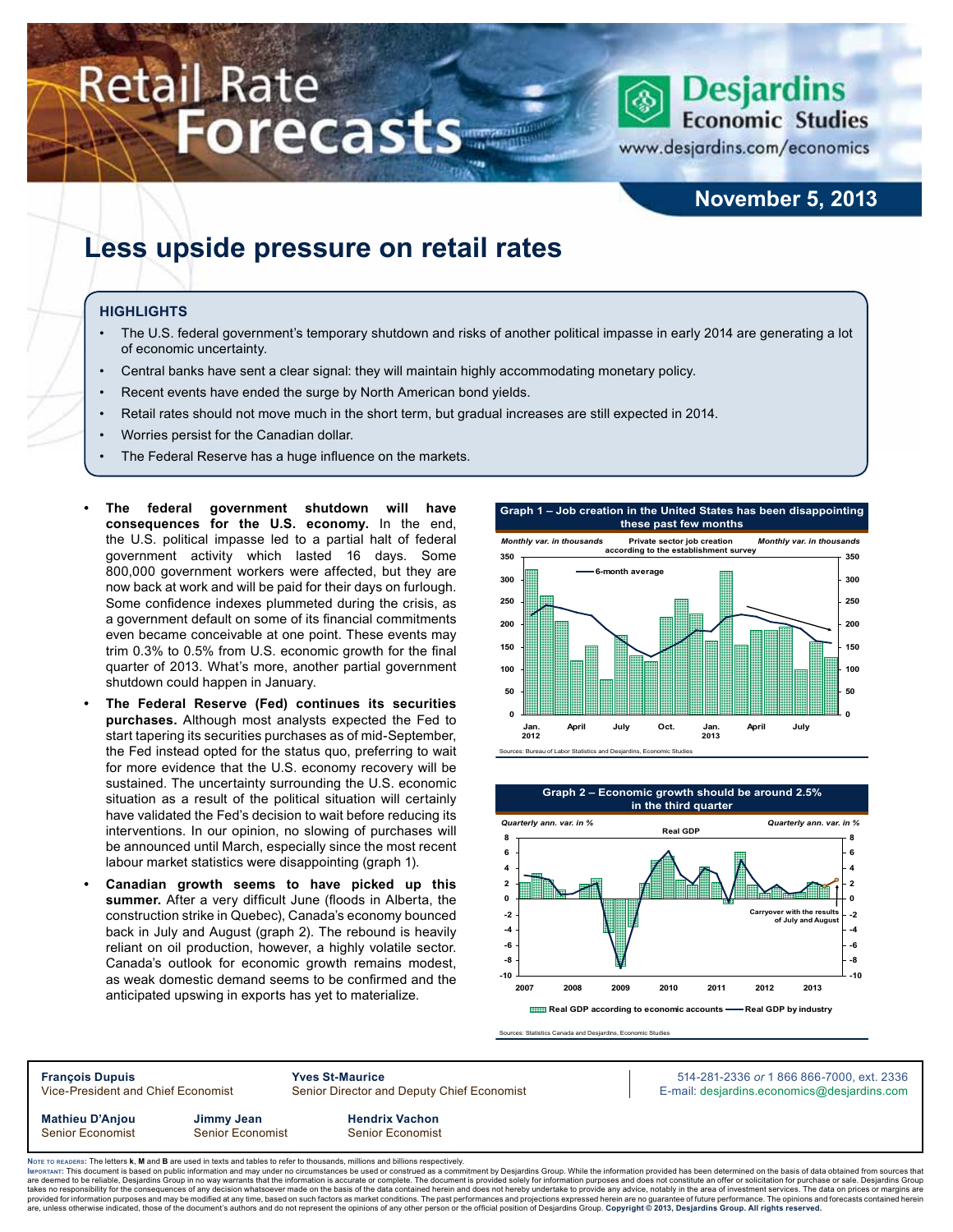# Retail Rate Forecasts

Desjardins Economic Studies
www.desjardins.com/economics

**November 5, 2013**

## Less upside pressure on retail rates

### HIGHLIGHTS

- The U.S. federal government's temporary shutdown and risks of another political impasse in early 2014 are generating a lot of economic uncertainty.
- Central banks have sent a clear signal: they will maintain highly accommodating monetary policy.
- Recent events have ended the surge by North American bond yields.
- Retail rates should not move much in the short term, but gradual increases are still expected in 2014.
- Worries persist for the Canadian dollar.
- The Federal Reserve has a huge influence on the markets.

- **The federal government shutdown will have consequences for the U.S. economy.** In the end, the U.S. political impasse led to a partial halt of federal government activity which lasted 16 days. Some 800,000 government workers were affected, but they are now back at work and will be paid for their days on furlough. Some confidence indexes plummeted during the crisis, as a government default on some of its financial commitments even became conceivable at one point. These events may trim 0.3% to 0.5% from U.S. economic growth for the final quarter of 2013. What's more, another partial government shutdown could happen in January.
- **The Federal Reserve (Fed) continues its securities purchases.** Although most analysts expected the Fed to start tapering its securities purchases as of mid-September, the Fed instead opted for the status quo, preferring to wait for more evidence that the U.S. economy recovery will be sustained. The uncertainty surrounding the U.S. economic situation as a result of the political situation will certainly have validated the Fed's decision to wait before reducing its interventions. In our opinion, no slowing of purchases will be announced until March, especially since the most recent labour market statistics were disappointing (graph 1).
- **Canadian growth seems to have picked up this summer.** After a very difficult June (floods in Alberta, the construction strike in Quebec), Canada's economy bounced back in July and August (graph 2). The rebound is heavily reliant on oil production, however, a highly volatile sector. Canada's outlook for economic growth remains modest, as weak domestic demand seems to be confirmed and the anticipated upswing in exports has yet to materialize.

**Graph 1 – Job creation in the United States has been disappointing these past few months**

Private sector job creation according to the establishment survey (Monthly var. in thousands), with 6-month average

Sources: Bureau of Labor Statistics and Desjardins, Economic Studies

**Graph 2 – Economic growth should be around 2.5% in the third quarter**

Real GDP (Quarterly ann. var. in %): Real GDP according to economic accounts; Real GDP by industry; Carryover with the results of July and August

Sources: Statistics Canada and Desjardins, Economic Studies

**François Dupuis**, Vice-President and Chief Economist
**Yves St-Maurice**, Senior Director and Deputy Chief Economist
**Mathieu D'Anjou**, Senior Economist
**Jimmy Jean**, Senior Economist
**Hendrix Vachon**, Senior Economist

514-281-2336 *or* 1 866 866-7000, ext. 2336
E-mail: desjardins.economics@desjardins.com

Note to readers: The letters **k**, **M** and **B** are used in texts and tables to refer to thousands, millions and billions respectively.

Important: This document is based on public information and may under no circumstances be used or construed as a commitment by Desjardins Group. While the information provided has been determined on the basis of data obtained from sources that are deemed to be reliable, Desjardins Group in no way warrants that the information is accurate or complete. The document is provided solely for information purposes and does not constitute an offer or solicitation for purchase or sale. Desjardins Group takes no responsibility for the consequences of any decision whatsoever made on the basis of the data contained herein and does not hereby undertake to provide any advice, notably in the area of investment services. The data on prices or margins are provided for information purposes and may be modified at any time, based on such factors as market conditions. The past performances and projections expressed herein are no guarantee of future performance. The opinions and forecasts contained herein are, unless otherwise indicated, those of the document's authors and do not represent the opinions of any other person or the official position of Desjardins Group. **Copyright © 2013, Desjardins Group. All rights reserved.**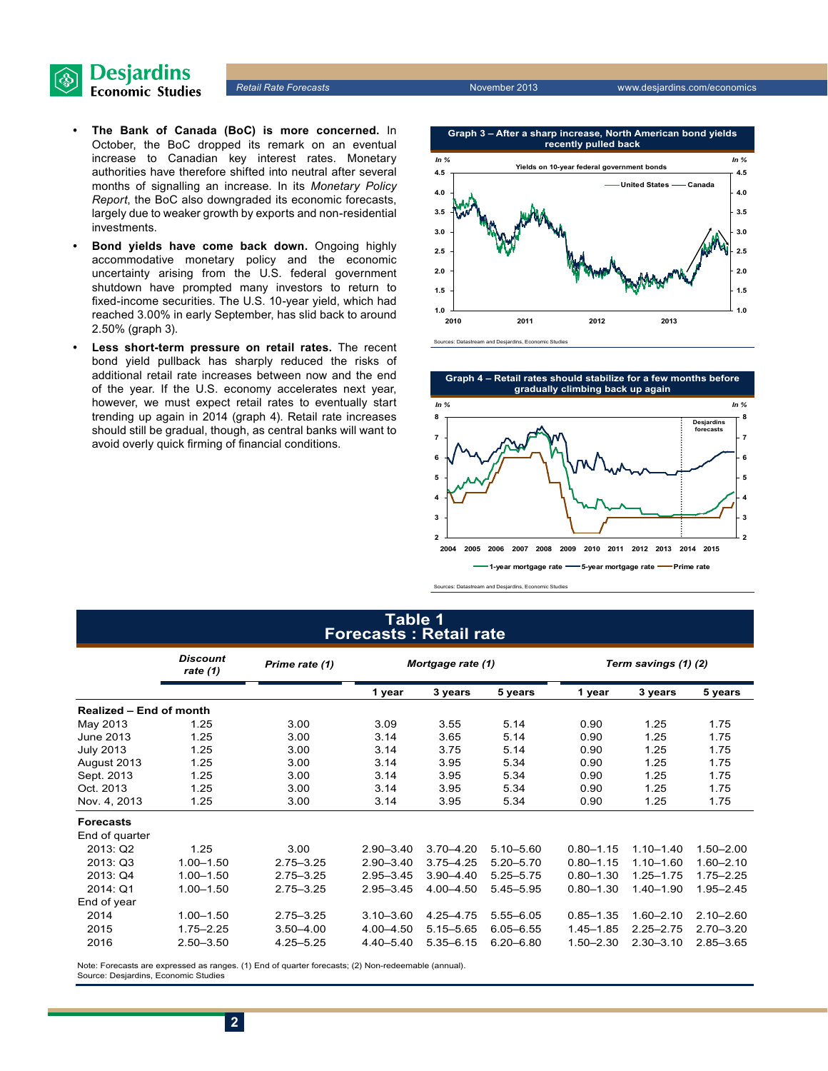- **The Bank of Canada (BoC) is more concerned.** In October, the BoC dropped its remark on an eventual increase to Canadian key interest rates. Monetary authorities have therefore shifted into neutral after several months of signalling an increase. In its *Monetary Policy Report*, the BoC also downgraded its economic forecasts, largely due to weaker growth by exports and non-residential investments.
- **Bond yields have come back down.** Ongoing highly accommodative monetary policy and the economic uncertainty arising from the U.S. federal government shutdown have prompted many investors to return to fixed-income securities. The U.S. 10-year yield, which had reached 3.00% in early September, has slid back to around 2.50% (graph 3).
- **Less short-term pressure on retail rates.** The recent bond yield pullback has sharply reduced the risks of additional retail rate increases between now and the end of the year. If the U.S. economy accelerates next year, however, we must expect retail rates to eventually start trending up again in 2014 (graph 4). Retail rate increases should still be gradual, though, as central banks will want to avoid overly quick firming of financial conditions.

**Graph 3 – After a sharp increase, North American bond yields recently pulled back**

Sources: Datastream and Desjardins, Economic Studies

**Graph 4 – Retail rates should stabilize for a few months before gradually climbing back up again**

Sources: Datastream and Desjardins, Economic Studies

**Table 1**
**Forecasts : Retail rate**

| | Discount rate (1) | Prime rate (1) | Mortgage rate (1) | | | Term savings (1) (2) | | |
|---|---|---|---|---|---|---|---|---|
| | | | 1 year | 3 years | 5 years | 1 year | 3 years | 5 years |
| **Realized – End of month** | | | | | | | | |
| May 2013 | 1.25 | 3.00 | 3.09 | 3.55 | 5.14 | 0.90 | 1.25 | 1.75 |
| June 2013 | 1.25 | 3.00 | 3.14 | 3.65 | 5.14 | 0.90 | 1.25 | 1.75 |
| July 2013 | 1.25 | 3.00 | 3.14 | 3.75 | 5.14 | 0.90 | 1.25 | 1.75 |
| August 2013 | 1.25 | 3.00 | 3.14 | 3.95 | 5.34 | 0.90 | 1.25 | 1.75 |
| Sept. 2013 | 1.25 | 3.00 | 3.14 | 3.95 | 5.34 | 0.90 | 1.25 | 1.75 |
| Oct. 2013 | 1.25 | 3.00 | 3.14 | 3.95 | 5.34 | 0.90 | 1.25 | 1.75 |
| Nov. 4, 2013 | 1.25 | 3.00 | 3.14 | 3.95 | 5.34 | 0.90 | 1.25 | 1.75 |
| **Forecasts** | | | | | | | | |
| End of quarter | | | | | | | | |
| 2013: Q2 | 1.25 | 3.00 | 2.90–3.40 | 3.70–4.20 | 5.10–5.60 | 0.80–1.15 | 1.10–1.40 | 1.50–2.00 |
| 2013: Q3 | 1.00–1.50 | 2.75–3.25 | 2.90–3.40 | 3.75–4.25 | 5.20–5.70 | 0.80–1.15 | 1.10–1.60 | 1.60–2.10 |
| 2013: Q4 | 1.00–1.50 | 2.75–3.25 | 2.95–3.45 | 3.90–4.40 | 5.25–5.75 | 0.80–1.30 | 1.25–1.75 | 1.75–2.25 |
| 2014: Q1 | 1.00–1.50 | 2.75–3.25 | 2.95–3.45 | 4.00–4.50 | 5.45–5.95 | 0.80–1.30 | 1.40–1.90 | 1.95–2.45 |
| End of year | | | | | | | | |
| 2014 | 1.00–1.50 | 2.75–3.25 | 3.10–3.60 | 4.25–4.75 | 5.55–6.05 | 0.85–1.35 | 1.60–2.10 | 2.10–2.60 |
| 2015 | 1.75–2.25 | 3.50–4.00 | 4.00–4.50 | 5.15–5.65 | 6.05–6.55 | 1.45–1.85 | 2.25–2.75 | 2.70–3.20 |
| 2016 | 2.50–3.50 | 4.25–5.25 | 4.40–5.40 | 5.35–6.15 | 6.20–6.80 | 1.50–2.30 | 2.30–3.10 | 2.85–3.65 |

Note: Forecasts are expressed as ranges. (1) End of quarter forecasts; (2) Non-redeemable (annual).
Source: Desjardins, Economic Studies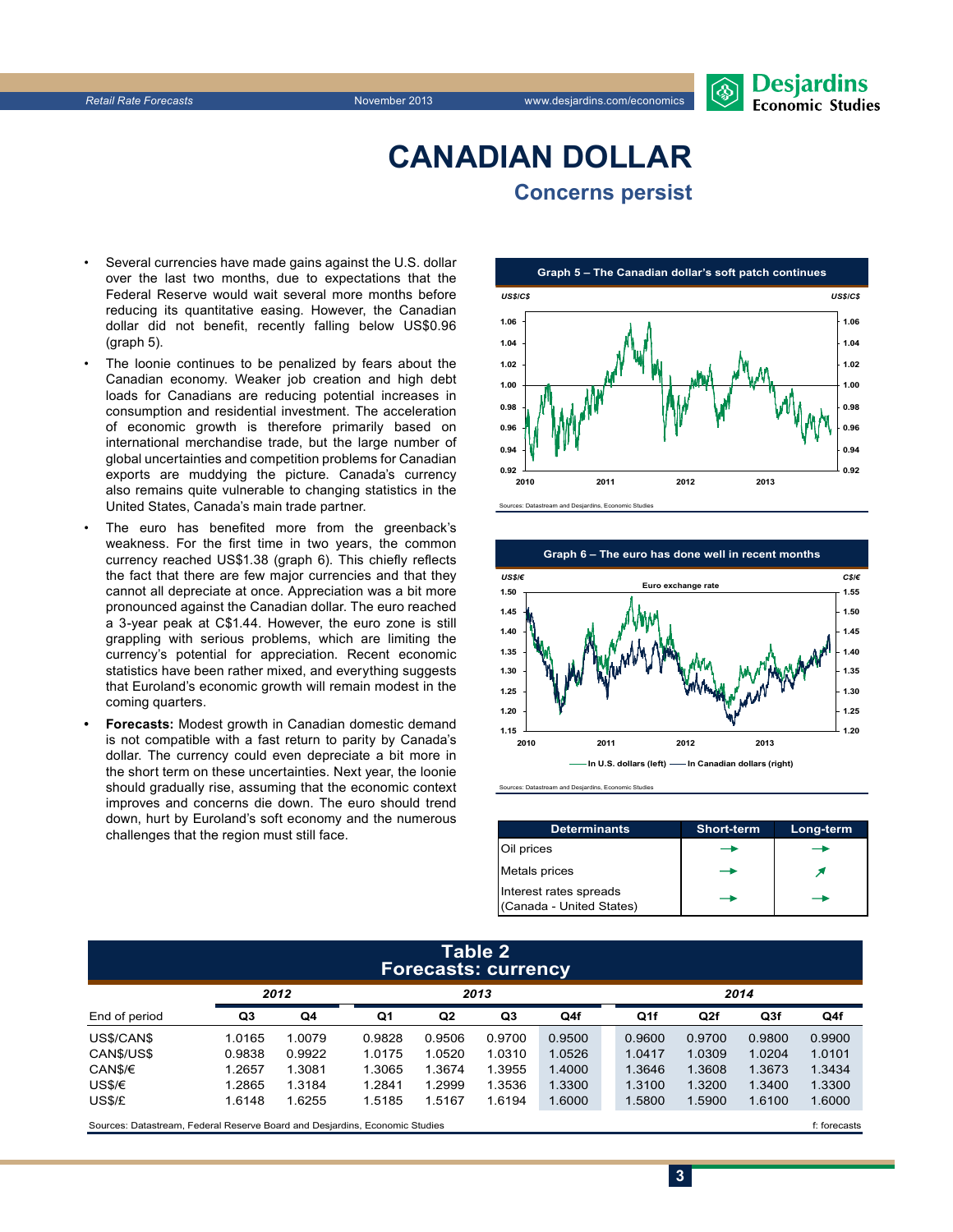# CANADIAN DOLLAR

## Concerns persist

- Several currencies have made gains against the U.S. dollar over the last two months, due to expectations that the Federal Reserve would wait several more months before reducing its quantitative easing. However, the Canadian dollar did not benefit, recently falling below US$0.96 (graph 5).
- The loonie continues to be penalized by fears about the Canadian economy. Weaker job creation and high debt loads for Canadians are reducing potential increases in consumption and residential investment. The acceleration of economic growth is therefore primarily based on international merchandise trade, but the large number of global uncertainties and competition problems for Canadian exports are muddying the picture. Canada's currency also remains quite vulnerable to changing statistics in the United States, Canada's main trade partner.
- The euro has benefited more from the greenback's weakness. For the first time in two years, the common currency reached US$1.38 (graph 6). This chiefly reflects the fact that there are few major currencies and that they cannot all depreciate at once. Appreciation was a bit more pronounced against the Canadian dollar. The euro reached a 3-year peak at C$1.44. However, the euro zone is still grappling with serious problems, which are limiting the currency's potential for appreciation. Recent economic statistics have been rather mixed, and everything suggests that Euroland's economic growth will remain modest in the coming quarters.
- **Forecasts:** Modest growth in Canadian domestic demand is not compatible with a fast return to parity by Canada's dollar. The currency could even depreciate a bit more in the short term on these uncertainties. Next year, the loonie should gradually rise, assuming that the economic context improves and concerns die down. The euro should trend down, hurt by Euroland's soft economy and the numerous challenges that the region must still face.

**Graph 5 – The Canadian dollar's soft patch continues**

Sources: Datastream and Desjardins, Economic Studies

**Graph 6 – The euro has done well in recent months**

Sources: Datastream and Desjardins, Economic Studies

| Determinants | Short-term | Long-term |
|---|---|---|
| Oil prices | → | → |
| Metals prices | → | ↗ |
| Interest rates spreads (Canada - United States) | → | → |

**Table 2**
**Forecasts: currency**

| | 2012 | | 2013 | | | | 2014 | | | |
|---|---|---|---|---|---|---|---|---|---|---|
| End of period | Q3 | Q4 | Q1 | Q2 | Q3 | Q4f | Q1f | Q2f | Q3f | Q4f |
| US$/CAN$ | 1.0165 | 1.0079 | 0.9828 | 0.9506 | 0.9700 | 0.9500 | 0.9600 | 0.9700 | 0.9800 | 0.9900 |
| CAN$/US$ | 0.9838 | 0.9922 | 1.0175 | 1.0520 | 1.0310 | 1.0526 | 1.0417 | 1.0309 | 1.0204 | 1.0101 |
| CAN$/€ | 1.2657 | 1.3081 | 1.3065 | 1.3674 | 1.3955 | 1.4000 | 1.3646 | 1.3608 | 1.3673 | 1.3434 |
| US$/€ | 1.2865 | 1.3184 | 1.2841 | 1.2999 | 1.3536 | 1.3300 | 1.3100 | 1.3200 | 1.3400 | 1.3300 |
| US$/£ | 1.6148 | 1.6255 | 1.5185 | 1.5167 | 1.6194 | 1.6000 | 1.5800 | 1.5900 | 1.6100 | 1.6000 |

Sources: Datastream, Federal Reserve Board and Desjardins, Economic Studies — f: forecasts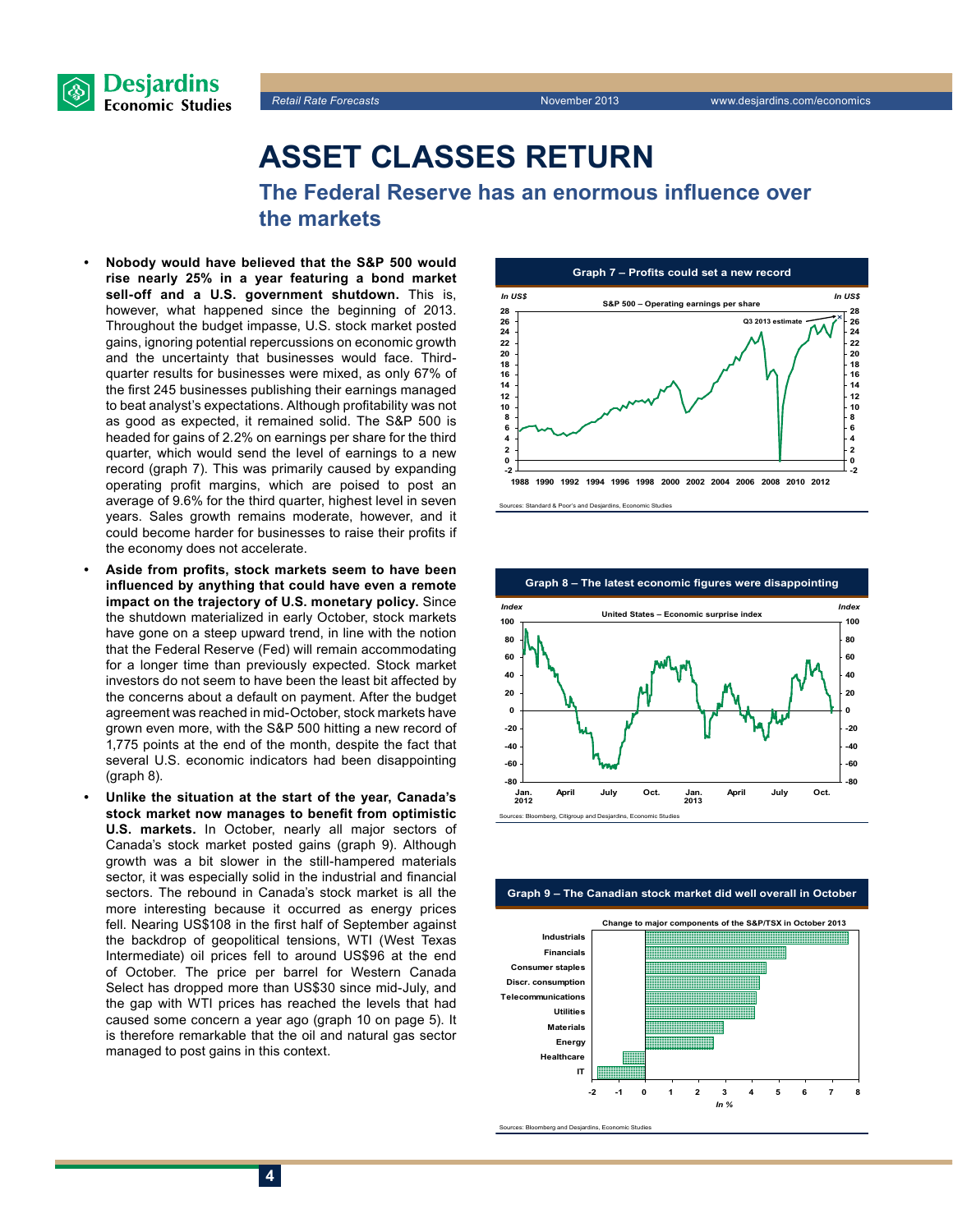# ASSET CLASSES RETURN

## The Federal Reserve has an enormous influence over the markets

- **Nobody would have believed that the S&P 500 would rise nearly 25% in a year featuring a bond market sell-off and a U.S. government shutdown.** This is, however, what happened since the beginning of 2013. Throughout the budget impasse, U.S. stock market posted gains, ignoring potential repercussions on economic growth and the uncertainty that businesses would face. Third-quarter results for businesses were mixed, as only 67% of the first 245 businesses publishing their earnings managed to beat analyst's expectations. Although profitability was not as good as expected, it remained solid. The S&P 500 is headed for gains of 2.2% on earnings per share for the third quarter, which would send the level of earnings to a new record (graph 7). This was primarily caused by expanding operating profit margins, which are poised to post an average of 9.6% for the third quarter, highest level in seven years. Sales growth remains moderate, however, and it could become harder for businesses to raise their profits if the economy does not accelerate.
- **Aside from profits, stock markets seem to have been influenced by anything that could have even a remote impact on the trajectory of U.S. monetary policy.** Since the shutdown materialized in early October, stock markets have gone on a steep upward trend, in line with the notion that the Federal Reserve (Fed) will remain accommodating for a longer time than previously expected. Stock market investors do not seem to have been the least bit affected by the concerns about a default on payment. After the budget agreement was reached in mid-October, stock markets have grown even more, with the S&P 500 hitting a new record of 1,775 points at the end of the month, despite the fact that several U.S. economic indicators had been disappointing (graph 8).
- **Unlike the situation at the start of the year, Canada's stock market now manages to benefit from optimistic U.S. markets.** In October, nearly all major sectors of Canada's stock market posted gains (graph 9). Although growth was a bit slower in the still-hampered materials sector, it was especially solid in the industrial and financial sectors. The rebound in Canada's stock market is all the more interesting because it occurred as energy prices fell. Nearing US$108 in the first half of September against the backdrop of geopolitical tensions, WTI (West Texas Intermediate) oil prices fell to around US$96 at the end of October. The price per barrel for Western Canada Select has dropped more than US$30 since mid-July, and the gap with WTI prices has reached the levels that had caused some concern a year ago (graph 10 on page 5). It is therefore remarkable that the oil and natural gas sector managed to post gains in this context.

**Graph 7 – Profits could set a new record**

S&P 500 – Operating earnings per share (In US$)

Sources: Standard & Poor's and Desjardins, Economic Studies

**Graph 8 – The latest economic figures were disappointing**

United States – Economic surprise index (Index)

Sources: Bloomberg, Citigroup and Desjardins, Economic Studies

**Graph 9 – The Canadian stock market did well overall in October**

Change to major components of the S&P/TSX in October 2013 (In %)

Sources: Bloomberg and Desjardins, Economic Studies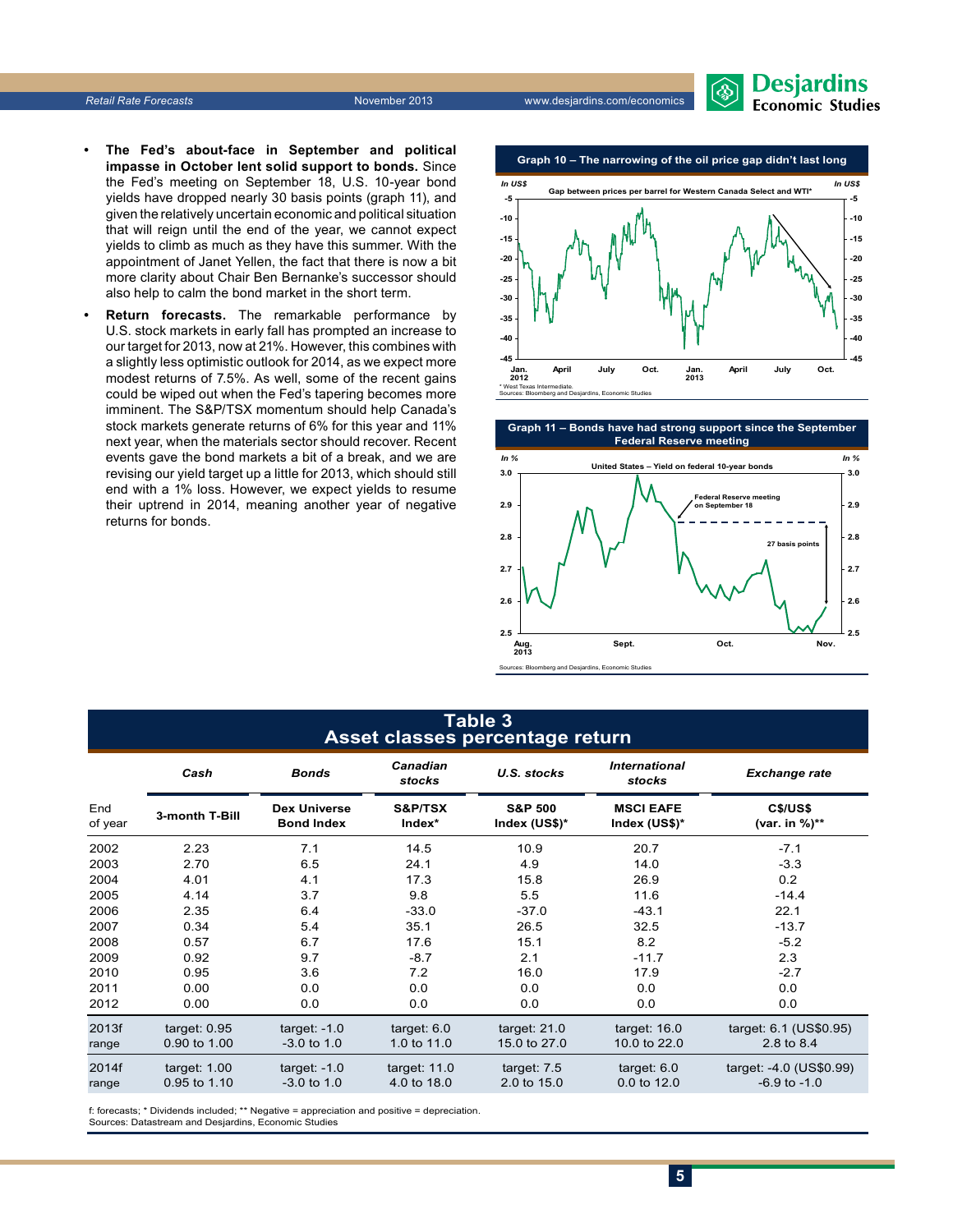- **The Fed's about-face in September and political impasse in October lent solid support to bonds.** Since the Fed's meeting on September 18, U.S. 10-year bond yields have dropped nearly 30 basis points (graph 11), and given the relatively uncertain economic and political situation that will reign until the end of the year, we cannot expect yields to climb as much as they have this summer. With the appointment of Janet Yellen, the fact that there is now a bit more clarity about Chair Ben Bernanke's successor should also help to calm the bond market in the short term.
- **Return forecasts.** The remarkable performance by U.S. stock markets in early fall has prompted an increase to our target for 2013, now at 21%. However, this combines with a slightly less optimistic outlook for 2014, as we expect more modest returns of 7.5%. As well, some of the recent gains could be wiped out when the Fed's tapering becomes more imminent. The S&P/TSX momentum should help Canada's stock markets generate returns of 6% for this year and 11% next year, when the materials sector should recover. Recent events gave the bond markets a bit of a break, and we are revising our yield target up a little for 2013, which should still end with a 1% loss. However, we expect yields to resume their uptrend in 2014, meaning another year of negative returns for bonds.

**Graph 10 – The narrowing of the oil price gap didn't last long**

In US$

Gap between prices per barrel for Western Canada Select and WTI*

-5, -10, -15, -20, -25, -30, -35, -40, -45

Jan. 2012, April, July, Oct., Jan. 2013, April, July, Oct.

\* West Texas Intermediate.
Sources: Bloomberg and Desjardins, Economic Studies

**Graph 11 – Bonds have had strong support since the September Federal Reserve meeting**

In %

United States – Yield on federal 10-year bonds

3.0, 2.9, 2.8, 2.7, 2.6, 2.5

Federal Reserve meeting on September 18

27 basis points

Aug. 2013, Sept., Oct., Nov.

Sources: Bloomberg and Desjardins, Economic Studies

**Table 3**
**Asset classes percentage return**

| | *Cash* | *Bonds* | *Canadian stocks* | *U.S. stocks* | *International stocks* | *Exchange rate* |
|---|---|---|---|---|---|---|
| End of year | **3-month T-Bill** | **Dex Universe Bond Index** | **S&P/TSX Index*** | **S&P 500 Index (US$)*** | **MSCI EAFE Index (US$)*** | **C$/US$ (var. in %)**** |
| 2002 | 2.23 | 7.1 | 14.5 | 10.9 | 20.7 | -7.1 |
| 2003 | 2.70 | 6.5 | 24.1 | 4.9 | 14.0 | -3.3 |
| 2004 | 4.01 | 4.1 | 17.3 | 15.8 | 26.9 | 0.2 |
| 2005 | 4.14 | 3.7 | 9.8 | 5.5 | 11.6 | -14.4 |
| 2006 | 2.35 | 6.4 | -33.0 | -37.0 | -43.1 | 22.1 |
| 2007 | 0.34 | 5.4 | 35.1 | 26.5 | 32.5 | -13.7 |
| 2008 | 0.57 | 6.7 | 17.6 | 15.1 | 8.2 | -5.2 |
| 2009 | 0.92 | 9.7 | -8.7 | 2.1 | -11.7 | 2.3 |
| 2010 | 0.95 | 3.6 | 7.2 | 16.0 | 17.9 | -2.7 |
| 2011 | 0.00 | 0.0 | 0.0 | 0.0 | 0.0 | 0.0 |
| 2012 | 0.00 | 0.0 | 0.0 | 0.0 | 0.0 | 0.0 |
| 2013f | target: 0.95 | target: -1.0 | target: 6.0 | target: 21.0 | target: 16.0 | target: 6.1 (US$0.95) |
| range | 0.90 to 1.00 | -3.0 to 1.0 | 1.0 to 11.0 | 15.0 to 27.0 | 10.0 to 22.0 | 2.8 to 8.4 |
| 2014f | target: 1.00 | target: -1.0 | target: 11.0 | target: 7.5 | target: 6.0 | target: -4.0 (US$0.99) |
| range | 0.95 to 1.10 | -3.0 to 1.0 | 4.0 to 18.0 | 2.0 to 15.0 | 0.0 to 12.0 | -6.9 to -1.0 |

f: forecasts; * Dividends included; ** Negative = appreciation and positive = depreciation.
Sources: Datastream and Desjardins, Economic Studies